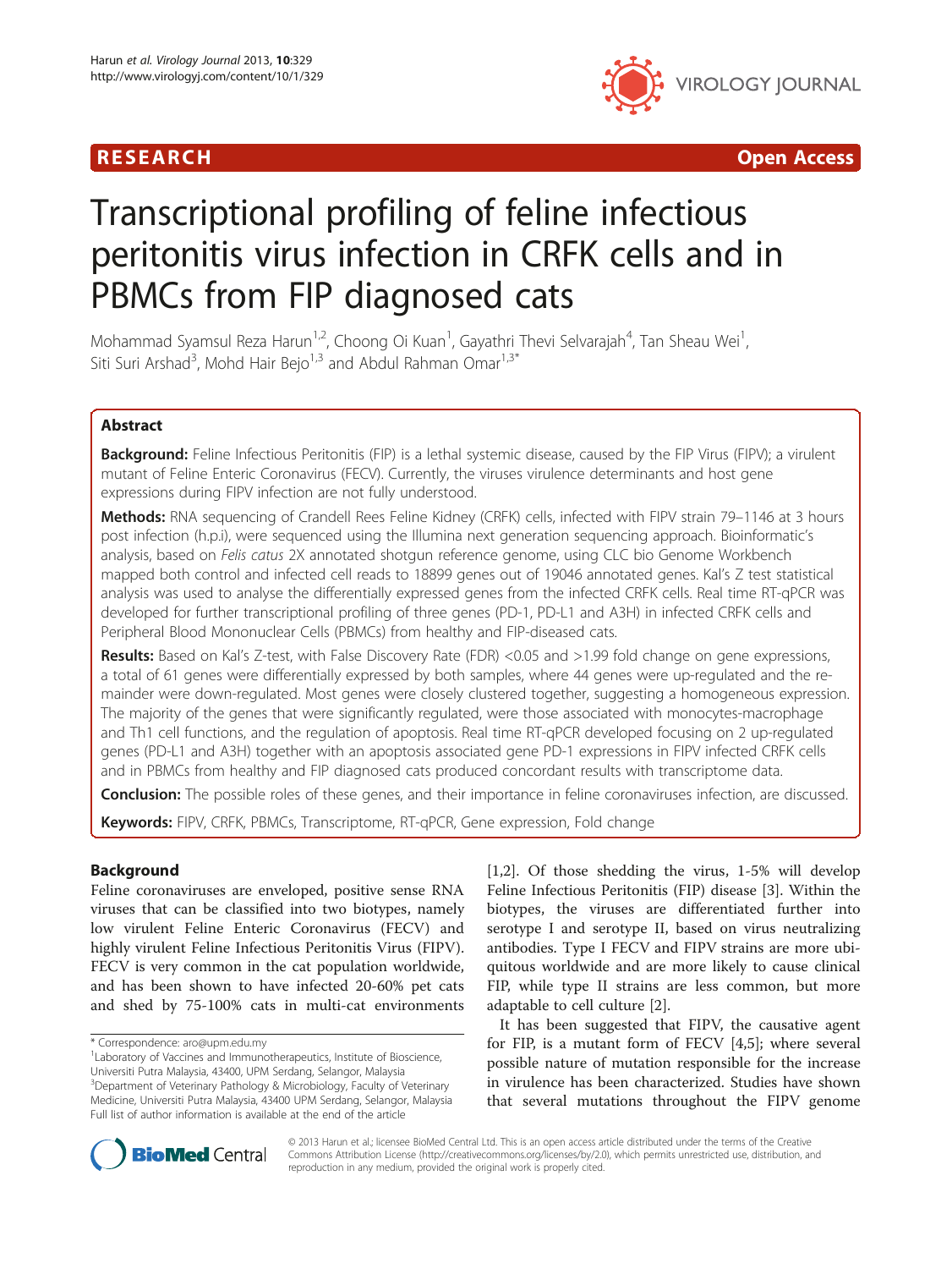RESEARCH Open Access

# Transcriptional profiling of feline infectious peritonitis virus infection in CRFK cells and in PBMCs from FIP diagnosed cats

Mohammad Syamsul Reza Harun[1,2], Choong Oi Kuan[1], Gayathri Thevi Selvarajah[4], Tan Sheau Wei[1], Siti Suri Arshad[3], Mohd Hair Bejo[1,3] and Abdul Rahman Omar[1,3*]

## Abstract

**Background:** Feline Infectious Peritonitis (FIP) is a lethal systemic disease, caused by the FIP Virus (FIPV); a virulent mutant of Feline Enteric Coronavirus (FECV). Currently, the viruses virulence determinants and host gene expressions during FIPV infection are not fully understood.

**Methods:** RNA sequencing of Crandell Rees Feline Kidney (CRFK) cells, infected with FIPV strain 79–1146 at 3 hours post infection (h.p.i), were sequenced using the Illumina next generation sequencing approach. Bioinformatic's analysis, based on *Felis catus* 2X annotated shotgun reference genome, using CLC bio Genome Workbench mapped both control and infected cell reads to 18899 genes out of 19046 annotated genes. Kal's Z test statistical analysis was used to analyse the differentially expressed genes from the infected CRFK cells. Real time RT-qPCR was developed for further transcriptional profiling of three genes (PD-1, PD-L1 and A3H) in infected CRFK cells and Peripheral Blood Mononuclear Cells (PBMCs) from healthy and FIP-diseased cats.

**Results:** Based on Kal's Z-test, with False Discovery Rate (FDR) <0.05 and >1.99 fold change on gene expressions, a total of 61 genes were differentially expressed by both samples, where 44 genes were up-regulated and the remainder were down-regulated. Most genes were closely clustered together, suggesting a homogeneous expression. The majority of the genes that were significantly regulated, were those associated with monocytes-macrophage and Th1 cell functions, and the regulation of apoptosis. Real time RT-qPCR developed focusing on 2 up-regulated genes (PD-L1 and A3H) together with an apoptosis associated gene PD-1 expressions in FIPV infected CRFK cells and in PBMCs from healthy and FIP diagnosed cats produced concordant results with transcriptome data.

**Conclusion:** The possible roles of these genes, and their importance in feline coronaviruses infection, are discussed.

**Keywords:** FIPV, CRFK, PBMCs, Transcriptome, RT-qPCR, Gene expression, Fold change

## Background

Feline coronaviruses are enveloped, positive sense RNA viruses that can be classified into two biotypes, namely low virulent Feline Enteric Coronavirus (FECV) and highly virulent Feline Infectious Peritonitis Virus (FIPV). FECV is very common in the cat population worldwide, and has been shown to have infected 20-60% pet cats and shed by 75-100% cats in multi-cat environments [1,2]. Of those shedding the virus, 1-5% will develop Feline Infectious Peritonitis (FIP) disease [3]. Within the biotypes, the viruses are differentiated further into serotype I and serotype II, based on virus neutralizing antibodies. Type I FECV and FIPV strains are more ubiquitous worldwide and are more likely to cause clinical FIP, while type II strains are less common, but more adaptable to cell culture [2].

It has been suggested that FIPV, the causative agent for FIP, is a mutant form of FECV [4,5]; where several possible nature of mutation responsible for the increase in virulence has been characterized. Studies have shown that several mutations throughout the FIPV genome

\* Correspondence: aro@upm.edu.my
[1]Laboratory of Vaccines and Immunotherapeutics, Institute of Bioscience, Universiti Putra Malaysia, 43400, UPM Serdang, Selangor, Malaysia
[3]Department of Veterinary Pathology & Microbiology, Faculty of Veterinary Medicine, Universiti Putra Malaysia, 43400 UPM Serdang, Selangor, Malaysia
Full list of author information is available at the end of the article

© 2013 Harun et al.; licensee BioMed Central Ltd. This is an open access article distributed under the terms of the Creative Commons Attribution License (http://creativecommons.org/licenses/by/2.0), which permits unrestricted use, distribution, and reproduction in any medium, provided the original work is properly cited.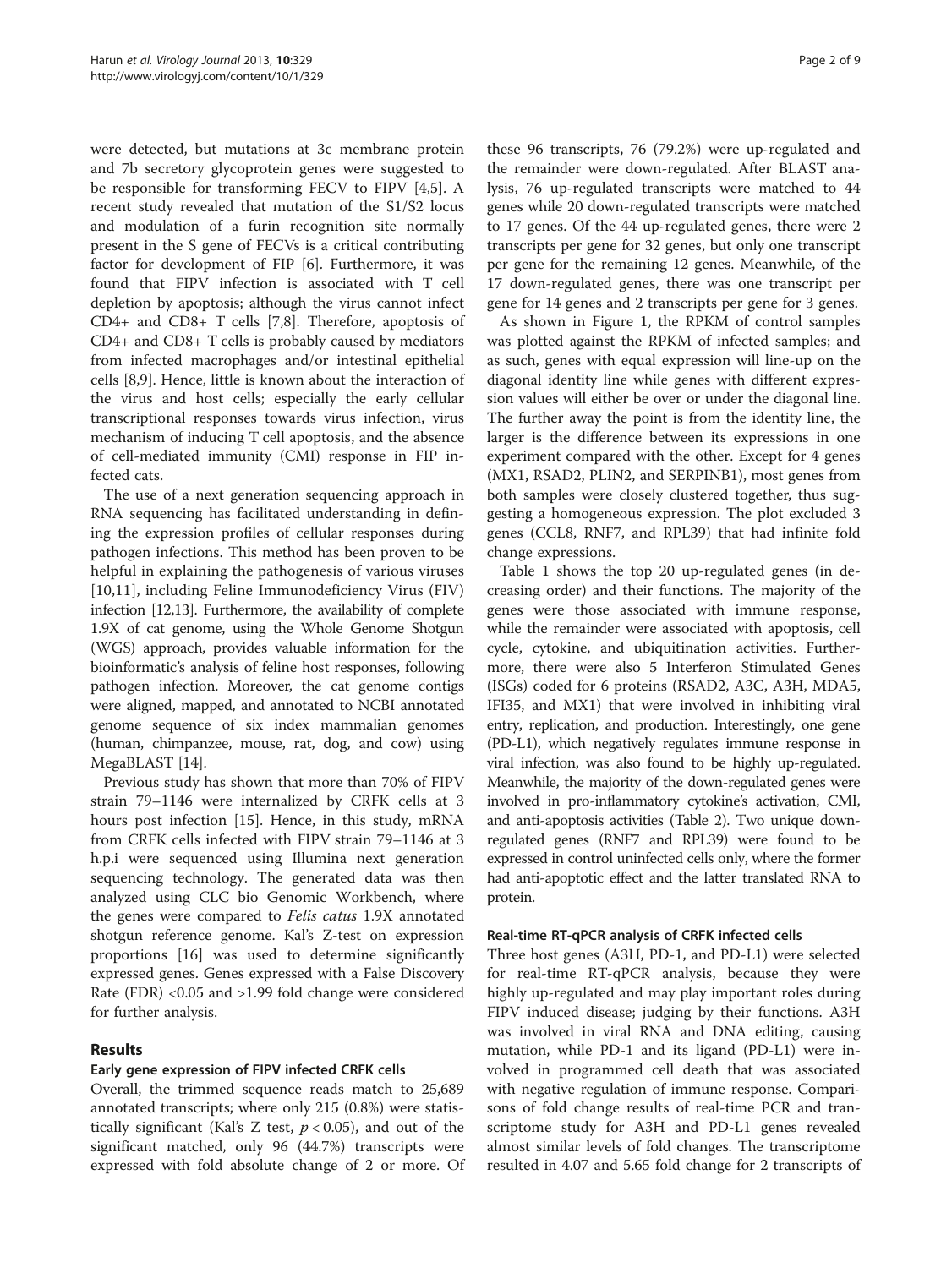were detected, but mutations at 3c membrane protein and 7b secretory glycoprotein genes were suggested to be responsible for transforming FECV to FIPV [4,5]. A recent study revealed that mutation of the S1/S2 locus and modulation of a furin recognition site normally present in the S gene of FECVs is a critical contributing factor for development of FIP [6]. Furthermore, it was found that FIPV infection is associated with T cell depletion by apoptosis; although the virus cannot infect CD4+ and CD8+ T cells [7,8]. Therefore, apoptosis of CD4+ and CD8+ T cells is probably caused by mediators from infected macrophages and/or intestinal epithelial cells [8,9]. Hence, little is known about the interaction of the virus and host cells; especially the early cellular transcriptional responses towards virus infection, virus mechanism of inducing T cell apoptosis, and the absence of cell-mediated immunity (CMI) response in FIP infected cats.

The use of a next generation sequencing approach in RNA sequencing has facilitated understanding in defining the expression profiles of cellular responses during pathogen infections. This method has been proven to be helpful in explaining the pathogenesis of various viruses [10,11], including Feline Immunodeficiency Virus (FIV) infection [12,13]. Furthermore, the availability of complete 1.9X of cat genome, using the Whole Genome Shotgun (WGS) approach, provides valuable information for the bioinformatic's analysis of feline host responses, following pathogen infection. Moreover, the cat genome contigs were aligned, mapped, and annotated to NCBI annotated genome sequence of six index mammalian genomes (human, chimpanzee, mouse, rat, dog, and cow) using MegaBLAST [14].

Previous study has shown that more than 70% of FIPV strain 79–1146 were internalized by CRFK cells at 3 hours post infection [15]. Hence, in this study, mRNA from CRFK cells infected with FIPV strain 79–1146 at 3 h.p.i were sequenced using Illumina next generation sequencing technology. The generated data was then analyzed using CLC bio Genomic Workbench, where the genes were compared to *Felis catus* 1.9X annotated shotgun reference genome. Kal's Z-test on expression proportions [16] was used to determine significantly expressed genes. Genes expressed with a False Discovery Rate (FDR) <0.05 and >1.99 fold change were considered for further analysis.

## Results

### Early gene expression of FIPV infected CRFK cells

Overall, the trimmed sequence reads match to 25,689 annotated transcripts; where only 215 (0.8%) were statistically significant (Kal's Z test, $p < 0.05$), and out of the significant matched, only 96 (44.7%) transcripts were expressed with fold absolute change of 2 or more. Of these 96 transcripts, 76 (79.2%) were up-regulated and the remainder were down-regulated. After BLAST analysis, 76 up-regulated transcripts were matched to 44 genes while 20 down-regulated transcripts were matched to 17 genes. Of the 44 up-regulated genes, there were 2 transcripts per gene for 32 genes, but only one transcript per gene for the remaining 12 genes. Meanwhile, of the 17 down-regulated genes, there was one transcript per gene for 14 genes and 2 transcripts per gene for 3 genes.

As shown in Figure 1, the RPKM of control samples was plotted against the RPKM of infected samples; and as such, genes with equal expression will line-up on the diagonal identity line while genes with different expression values will either be over or under the diagonal line. The further away the point is from the identity line, the larger is the difference between its expressions in one experiment compared with the other. Except for 4 genes (MX1, RSAD2, PLIN2, and SERPINB1), most genes from both samples were closely clustered together, thus suggesting a homogeneous expression. The plot excluded 3 genes (CCL8, RNF7, and RPL39) that had infinite fold change expressions.

Table 1 shows the top 20 up-regulated genes (in decreasing order) and their functions. The majority of the genes were those associated with immune response, while the remainder were associated with apoptosis, cell cycle, cytokine, and ubiquitination activities. Furthermore, there were also 5 Interferon Stimulated Genes (ISGs) coded for 6 proteins (RSAD2, A3C, A3H, MDA5, IFI35, and MX1) that were involved in inhibiting viral entry, replication, and production. Interestingly, one gene (PD-L1), which negatively regulates immune response in viral infection, was also found to be highly up-regulated. Meanwhile, the majority of the down-regulated genes were involved in pro-inflammatory cytokine's activation, CMI, and anti-apoptosis activities (Table 2). Two unique down-regulated genes (RNF7 and RPL39) were found to be expressed in control uninfected cells only, where the former had anti-apoptotic effect and the latter translated RNA to protein.

### Real-time RT-qPCR analysis of CRFK infected cells

Three host genes (A3H, PD-1, and PD-L1) were selected for real-time RT-qPCR analysis, because they were highly up-regulated and may play important roles during FIPV induced disease; judging by their functions. A3H was involved in viral RNA and DNA editing, causing mutation, while PD-1 and its ligand (PD-L1) were involved in programmed cell death that was associated with negative regulation of immune response. Comparisons of fold change results of real-time PCR and transcriptome study for A3H and PD-L1 genes revealed almost similar levels of fold changes. The transcriptome resulted in 4.07 and 5.65 fold change for 2 transcripts of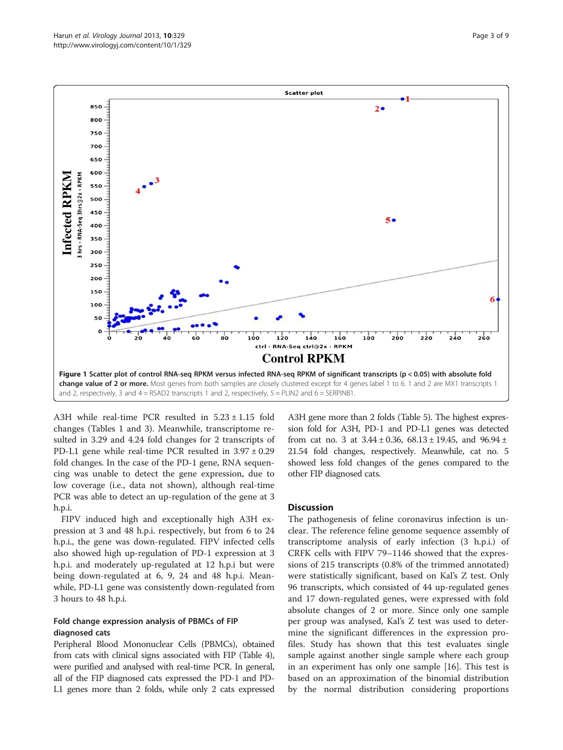Figure 1 Scatter plot of control RNA-seq RPKM versus infected RNA-seq RPKM of significant transcripts ($p < 0.05$) with absolute fold change value of 2 or more. Most genes from both samples are closely clustered except for 4 genes label 1 to 6. 1 and 2 are MX1 transcripts 1 and 2, respectively, 3 and 4 = RSAD2 transcripts 1 and 2, respectively, 5 = PLIN2 and 6 = SERPINB1.

A3H while real-time PCR resulted in 5.23 ± 1.15 fold changes (Tables 1 and 3). Meanwhile, transcriptome resulted in 3.29 and 4.24 fold changes for 2 transcripts of PD-L1 gene while real-time PCR resulted in 3.97 ± 0.29 fold changes. In the case of the PD-1 gene, RNA sequencing was unable to detect the gene expression, due to low coverage (i.e., data not shown), although real-time PCR was able to detect an up-regulation of the gene at 3 h.p.i.

FIPV induced high and exceptionally high A3H expression at 3 and 48 h.p.i. respectively, but from 6 to 24 h.p.i., the gene was down-regulated. FIPV infected cells also showed high up-regulation of PD-1 expression at 3 h.p.i. and moderately up-regulated at 12 h.p.i but were being down-regulated at 6, 9, 24 and 48 h.p.i. Meanwhile, PD-L1 gene was consistently down-regulated from 3 hours to 48 h.p.i.

### Fold change expression analysis of PBMCs of FIP diagnosed cats

Peripheral Blood Mononuclear Cells (PBMCs), obtained from cats with clinical signs associated with FIP (Table 4), were purified and analysed with real-time PCR. In general, all of the FIP diagnosed cats expressed the PD-1 and PD-L1 genes more than 2 folds, while only 2 cats expressed A3H gene more than 2 folds (Table 5). The highest expression fold for A3H, PD-1 and PD-L1 genes was detected from cat no. 3 at 3.44 ± 0.36, 68.13 ± 19.45, and 96.94 ± 21.54 fold changes, respectively. Meanwhile, cat no. 5 showed less fold changes of the genes compared to the other FIP diagnosed cats.

## Discussion

The pathogenesis of feline coronavirus infection is unclear. The reference feline genome sequence assembly of transcriptome analysis of early infection (3 h.p.i.) of CRFK cells with FIPV 79–1146 showed that the expressions of 215 transcripts (0.8% of the trimmed annotated) were statistically significant, based on Kal's Z test. Only 96 transcripts, which consisted of 44 up-regulated genes and 17 down-regulated genes, were expressed with fold absolute changes of 2 or more. Since only one sample per group was analysed, Kal's Z test was used to determine the significant differences in the expression profiles. Study has shown that this test evaluates single sample against another single sample where each group in an experiment has only one sample [16]. This test is based on an approximation of the binomial distribution by the normal distribution considering proportions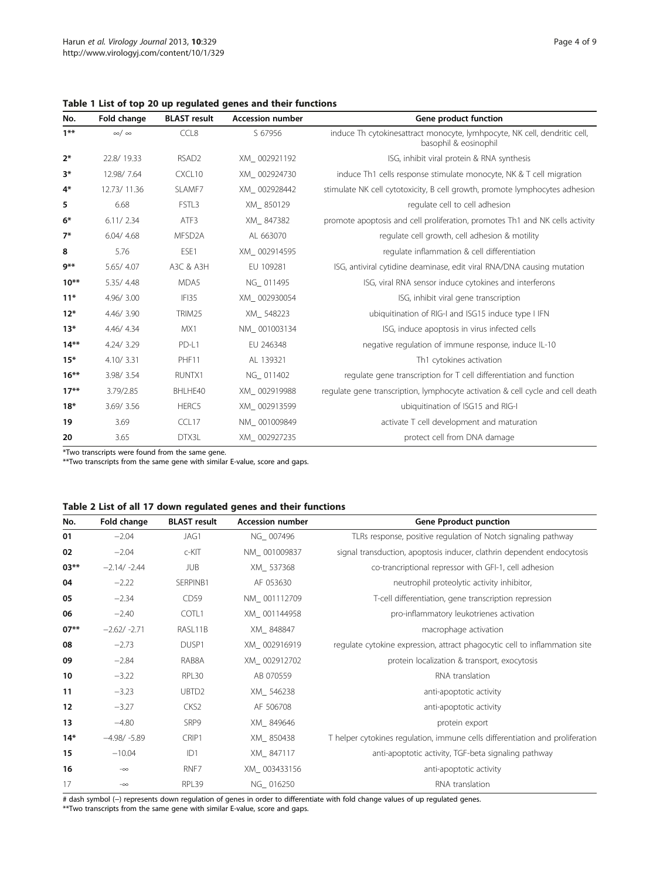**Table 1 List of top 20 up regulated genes and their functions**

| No. | Fold change | BLAST result | Accession number | Gene product function |
|---|---|---|---|---|
| **1****| $\infty$/ $\infty$ | CCL8 | S 67956 | induce Th cytokinesattract monocyte, lymhpocyte, NK cell, dendritic cell, basophil & eosinophil |
| **2*** | 22.8/ 19.33 | RSAD2 | XM_ 002921192 | ISG, inhibit viral protein & RNA synthesis |
| **3*** | 12.98/ 7.64 | CXCL10 | XM_ 002924730 | induce Th1 cells response stimulate monocyte, NK & T cell migration |
| **4*** | 12.73/ 11.36 | SLAMF7 | XM_ 002928442 | stimulate NK cell cytotoxicity, B cell growth, promote lymphocytes adhesion |
| **5** | 6.68 | FSTL3 | XM_ 850129 | regulate cell to cell adhesion |
| **6*** | 6.11/ 2.34 | ATF3 | XM_ 847382 | promote apoptosis and cell proliferation, promotes Th1 and NK cells activity |
| **7*** | 6.04/ 4.68 | MFSD2A | AL 663070 | regulate cell growth, cell adhesion & motility |
| **8** | 5.76 | ESE1 | XM_ 002914595 | regulate inflammation & cell differentiation |
| **9**** | 5.65/ 4.07 | A3C & A3H | EU 109281 | ISG, antiviral cytidine deaminase, edit viral RNA/DNA causing mutation |
| **10**** | 5.35/ 4.48 | MDA5 | NG_ 011495 | ISG, viral RNA sensor induce cytokines and interferons |
| **11*** | 4.96/ 3.00 | IFI35 | XM_ 002930054 | ISG, inhibit viral gene transcription |
| **12*** | 4.46/ 3.90 | TRIM25 | XM_ 548223 | ubiquitination of RIG-I and ISG15 induce type I IFN |
| **13*** | 4.46/ 4.34 | MX1 | NM_ 001003134 | ISG, induce apoptosis in virus infected cells |
| **14**** | 4.24/ 3.29 | PD-L1 | EU 246348 | negative regulation of immune response, induce IL-10 |
| **15*** | 4.10/ 3.31 | PHF11 | AL 139321 | Th1 cytokines activation |
| **16**** | 3.98/ 3.54 | RUNTX1 | NG_ 011402 | regulate gene transcription for T cell differentiation and function |
| **17**** | 3.79/2.85 | BHLHE40 | XM_ 002919988 | regulate gene transcription, lymphocyte activation & cell cycle and cell death |
| **18*** | 3.69/ 3.56 | HERC5 | XM_ 002913599 | ubiquitination of ISG15 and RIG-I |
| **19** | 3.69 | CCL17 | NM_ 001009849 | activate T cell development and maturation |
| **20** | 3.65 | DTX3L | XM_ 002927235 | protect cell from DNA damage |

*Two transcripts were found from the same gene.
**Two transcripts from the same gene with similar E-value, score and gaps.

**Table 2 List of all 17 down regulated genes and their functions**

| No. | Fold change | BLAST result | Accession number | Gene Pproduct punction |
|---|---|---|---|---|
| **01** | −2.04 | JAG1 | NG_ 007496 | TLRs response, positive regulation of Notch signaling pathway |
| **02** | −2.04 | c-KIT | NM_ 001009837 | signal transduction, apoptosis inducer, clathrin dependent endocytosis |
| **03**** | −2.14/ -2.44 | JUB | XM_ 537368 | co-trancriptional repressor with GFI-1, cell adhesion |
| **04** | −2.22 | SERPINB1 | AF 053630 | neutrophil proteolytic activity inhibitor, |
| **05** | −2.34 | CD59 | NM_ 001112709 | T-cell differentiation, gene transcription repression |
| **06** | −2.40 | COTL1 | XM_ 001144958 | pro-inflammatory leukotrienes activation |
| **07**** | −2.62/ -2.71 | RASL11B | XM_ 848847 | macrophage activation |
| **08** | −2.73 | DUSP1 | XM_ 002916919 | regulate cytokine expression, attract phagocytic cell to inflammation site |
| **09** | −2.84 | RAB8A | XM_ 002912702 | protein localization & transport, exocytosis |
| **10** | −3.22 | RPL30 | AB 070559 | RNA translation |
| **11** | −3.23 | UBTD2 | XM_ 546238 | anti-apoptotic activity |
| **12** | −3.27 | CKS2 | AF 506708 | anti-apoptotic activity |
| **13** | −4.80 | SRP9 | XM_ 849646 | protein export |
| **14*** | −4.98/ -5.89 | CRIP1 | XM_ 850438 | T helper cytokines regulation, immune cells differentiation and proliferation |
| **15** | −10.04 | ID1 | XM_ 847117 | anti-apoptotic activity, TGF-beta signaling pathway |
| **16** | $-\infty$ | RNF7 | XM_ 003433156 | anti-apoptotic activity |
| 17 | $-\infty$ | RPL39 | NG_ 016250 | RNA translation |

# dash symbol (−) represents down regulation of genes in order to differentiate with fold change values of up regulated genes.
**Two transcripts from the same gene with similar E-value, score and gaps.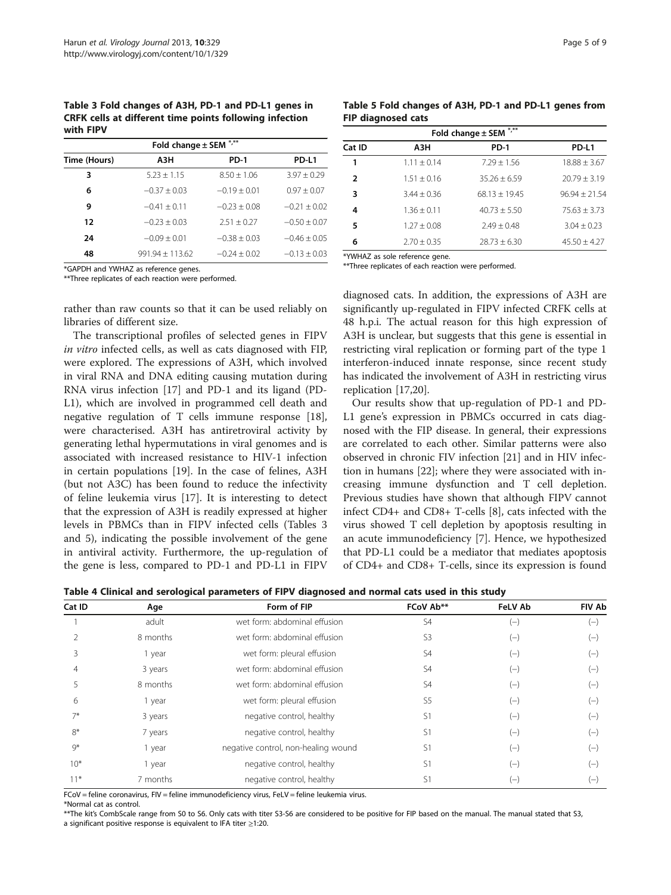**Table 3 Fold changes of A3H, PD-1 and PD-L1 genes in CRFK cells at different time points following infection with FIPV**

| | Fold change ± SEM *,** | | |
|---|---|---|---|
| Time (Hours) | A3H | PD-1 | PD-L1 |
| 3 | 5.23 ± 1.15 | 8.50 ± 1.06 | 3.97 ± 0.29 |
| 6 | −0.37 ± 0.03 | −0.19 ± 0.01 | 0.97 ± 0.07 |
| 9 | −0.41 ± 0.11 | −0.23 ± 0.08 | −0.21 ± 0.02 |
| 12 | −0.23 ± 0.03 | 2.51 ± 0.27 | −0.50 ± 0.07 |
| 24 | −0.09 ± 0.01 | −0.38 ± 0.03 | −0.46 ± 0.05 |
| 48 | 991.94 ± 113.62 | −0.24 ± 0.02 | −0.13 ± 0.03 |

*GAPDH and YWHAZ as reference genes.
**Three replicates of each reaction were performed.

**Table 5 Fold changes of A3H, PD-1 and PD-L1 genes from FIP diagnosed cats**

| | Fold change ± SEM *,** | | |
|---|---|---|---|
| Cat ID | A3H | PD-1 | PD-L1 |
| 1 | 1.11 ± 0.14 | 7.29 ± 1.56 | 18.88 ± 3.67 |
| 2 | 1.51 ± 0.16 | 35.26 ± 6.59 | 20.79 ± 3.19 |
| 3 | 3.44 ± 0.36 | 68.13 ± 19.45 | 96.94 ± 21.54 |
| 4 | 1.36 ± 0.11 | 40.73 ± 5.50 | 75.63 ± 3.73 |
| 5 | 1.27 ± 0.08 | 2.49 ± 0.48 | 3.04 ± 0.23 |
| 6 | 2.70 ± 0.35 | 28.73 ± 6.30 | 45.50 ± 4.27 |

*YWHAZ as sole reference gene.
**Three replicates of each reaction were performed.

rather than raw counts so that it can be used reliably on libraries of different size.

The transcriptional profiles of selected genes in FIPV *in vitro* infected cells, as well as cats diagnosed with FIP, were explored. The expressions of A3H, which involved in viral RNA and DNA editing causing mutation during RNA virus infection [17] and PD-1 and its ligand (PD-L1), which are involved in programmed cell death and negative regulation of T cells immune response [18], were characterised. A3H has antiretroviral activity by generating lethal hypermutations in viral genomes and is associated with increased resistance to HIV-1 infection in certain populations [19]. In the case of felines, A3H (but not A3C) has been found to reduce the infectivity of feline leukemia virus [17]. It is interesting to detect that the expression of A3H is readily expressed at higher levels in PBMCs than in FIPV infected cells (Tables 3 and 5), indicating the possible involvement of the gene in antiviral activity. Furthermore, the up-regulation of the gene is less, compared to PD-1 and PD-L1 in FIPV diagnosed cats. In addition, the expressions of A3H are significantly up-regulated in FIPV infected CRFK cells at 48 h.p.i. The actual reason for this high expression of A3H is unclear, but suggests that this gene is essential in restricting viral replication or forming part of the type 1 interferon-induced innate response, since recent study has indicated the involvement of A3H in restricting virus replication [17,20].

Our results show that up-regulation of PD-1 and PD-L1 gene's expression in PBMCs occurred in cats diagnosed with the FIP disease. In general, their expressions are correlated to each other. Similar patterns were also observed in chronic FIV infection [21] and in HIV infection in humans [22]; where they were associated with increasing immune dysfunction and T cell depletion. Previous studies have shown that although FIPV cannot infect CD4+ and CD8+ T-cells [8], cats infected with the virus showed T cell depletion by apoptosis resulting in an acute immunodeficiency [7]. Hence, we hypothesized that PD-L1 could be a mediator that mediates apoptosis of CD4+ and CD8+ T-cells, since its expression is found

**Table 4 Clinical and serological parameters of FIPV diagnosed and normal cats used in this study**

| Cat ID | Age | Form of FIP | FCoV Ab** | FeLV Ab | FIV Ab |
|---|---|---|---|---|---|
| 1 | adult | wet form: abdominal effusion | S4 | (−) | (−) |
| 2 | 8 months | wet form: abdominal effusion | S3 | (−) | (−) |
| 3 | 1 year | wet form: pleural effusion | S4 | (−) | (−) |
| 4 | 3 years | wet form: abdominal effusion | S4 | (−) | (−) |
| 5 | 8 months | wet form: abdominal effusion | S4 | (−) | (−) |
| 6 | 1 year | wet form: pleural effusion | S5 | (−) | (−) |
| 7* | 3 years | negative control, healthy | S1 | (−) | (−) |
| 8* | 7 years | negative control, healthy | S1 | (−) | (−) |
| 9* | 1 year | negative control, non-healing wound | S1 | (−) | (−) |
| 10* | 1 year | negative control, healthy | S1 | (−) | (−) |
| 11* | 7 months | negative control, healthy | S1 | (−) | (−) |

FCoV = feline coronavirus, FIV = feline immunodeficiency virus, FeLV = feline leukemia virus.
*Normal cat as control.
**The kit's CombScale range from S0 to S6. Only cats with titer S3-S6 are considered to be positive for FIP based on the manual. The manual stated that S3, a significant positive response is equivalent to IFA titer ≥1:20.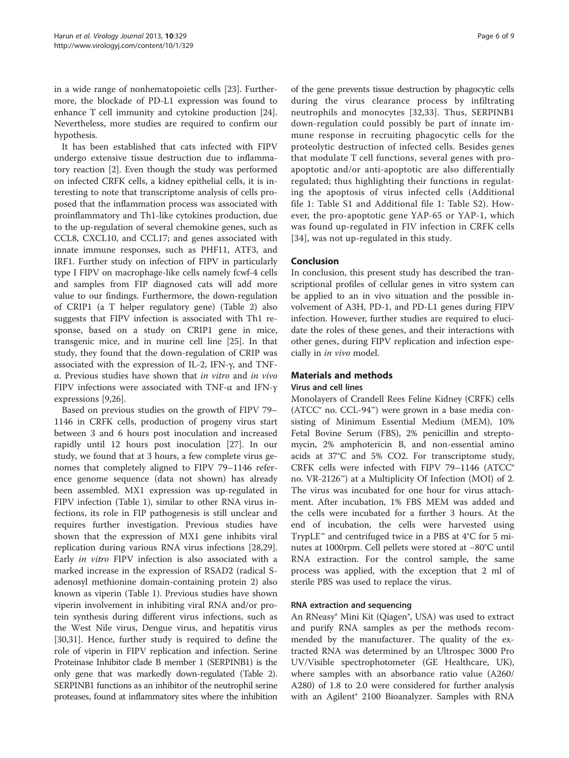in a wide range of nonhematopoietic cells [23]. Furthermore, the blockade of PD-L1 expression was found to enhance T cell immunity and cytokine production [24]. Nevertheless, more studies are required to confirm our hypothesis.

It has been established that cats infected with FIPV undergo extensive tissue destruction due to inflammatory reaction [2]. Even though the study was performed on infected CRFK cells, a kidney epithelial cells, it is interesting to note that transcriptome analysis of cells proposed that the inflammation process was associated with proinflammatory and Th1-like cytokines production, due to the up-regulation of several chemokine genes, such as CCL8, CXCL10, and CCL17; and genes associated with innate immune responses, such as PHF11, ATF3, and IRF1. Further study on infection of FIPV in particularly type I FIPV on macrophage-like cells namely fcwf-4 cells and samples from FIP diagnosed cats will add more value to our findings. Furthermore, the down-regulation of CRIP1 (a T helper regulatory gene) (Table 2) also suggests that FIPV infection is associated with Th1 response, based on a study on CRIP1 gene in mice, transgenic mice, and in murine cell line [25]. In that study, they found that the down-regulation of CRIP was associated with the expression of IL-2, IFN-γ, and TNF-α. Previous studies have shown that *in vitro* and *in vivo* FIPV infections were associated with TNF-α and IFN-γ expressions [9,26].

Based on previous studies on the growth of FIPV 79–1146 in CRFK cells, production of progeny virus start between 3 and 6 hours post inoculation and increased rapidly until 12 hours post inoculation [27]. In our study, we found that at 3 hours, a few complete virus genomes that completely aligned to FIPV 79–1146 reference genome sequence (data not shown) has already been assembled. MX1 expression was up-regulated in FIPV infection (Table 1), similar to other RNA virus infections, its role in FIP pathogenesis is still unclear and requires further investigation. Previous studies have shown that the expression of MX1 gene inhibits viral replication during various RNA virus infections [28,29]. Early *in vitro* FIPV infection is also associated with a marked increase in the expression of RSAD2 (radical S-adenosyl methionine domain-containing protein 2) also known as viperin (Table 1). Previous studies have shown viperin involvement in inhibiting viral RNA and/or protein synthesis during different virus infections, such as the West Nile virus, Dengue virus, and hepatitis virus [30,31]. Hence, further study is required to define the role of viperin in FIPV replication and infection. Serine Proteinase Inhibitor clade B member 1 (SERPINB1) is the only gene that was markedly down-regulated (Table 2). SERPINB1 functions as an inhibitor of the neutrophil serine proteases, found at inflammatory sites where the inhibition of the gene prevents tissue destruction by phagocytic cells during the virus clearance process by infiltrating neutrophils and monocytes [32,33]. Thus, SERPINB1 down-regulation could possibly be part of innate immune response in recruiting phagocytic cells for the proteolytic destruction of infected cells. Besides genes that modulate T cell functions, several genes with pro-apoptotic and/or anti-apoptotic are also differentially regulated; thus highlighting their functions in regulating the apoptosis of virus infected cells (Additional file 1: Table S1 and Additional file 1: Table S2). However, the pro-apoptotic gene YAP-65 or YAP-1, which was found up-regulated in FIV infection in CRFK cells [34], was not up-regulated in this study.

## Conclusion

In conclusion, this present study has described the transcriptional profiles of cellular genes in vitro system can be applied to an in vivo situation and the possible involvement of A3H, PD-1, and PD-L1 genes during FIPV infection. However, further studies are required to elucidate the roles of these genes, and their interactions with other genes, during FIPV replication and infection especially in *in vivo* model.

## Materials and methods

### Virus and cell lines

Monolayers of Crandell Rees Feline Kidney (CRFK) cells (ATCC® no. CCL-94™) were grown in a base media consisting of Minimum Essential Medium (MEM), 10% Fetal Bovine Serum (FBS), 2% penicillin and streptomycin, 2% amphotericin B, and non-essential amino acids at 37°C and 5% CO2. For transcriptome study, CRFK cells were infected with FIPV 79–1146 (ATCC® no. VR-2126™) at a Multiplicity Of Infection (MOI) of 2. The virus was incubated for one hour for virus attachment. After incubation, 1% FBS MEM was added and the cells were incubated for a further 3 hours. At the end of incubation, the cells were harvested using TrypLE™ and centrifuged twice in a PBS at 4°C for 5 minutes at 1000rpm. Cell pellets were stored at −80°C until RNA extraction. For the control sample, the same process was applied, with the exception that 2 ml of sterile PBS was used to replace the virus.

### RNA extraction and sequencing

An RNeasy® Mini Kit (Qiagen®, USA) was used to extract and purify RNA samples as per the methods recommended by the manufacturer. The quality of the extracted RNA was determined by an Ultrospec 3000 Pro UV/Visible spectrophotometer (GE Healthcare, UK), where samples with an absorbance ratio value (A260/A280) of 1.8 to 2.0 were considered for further analysis with an Agilent® 2100 Bioanalyzer. Samples with RNA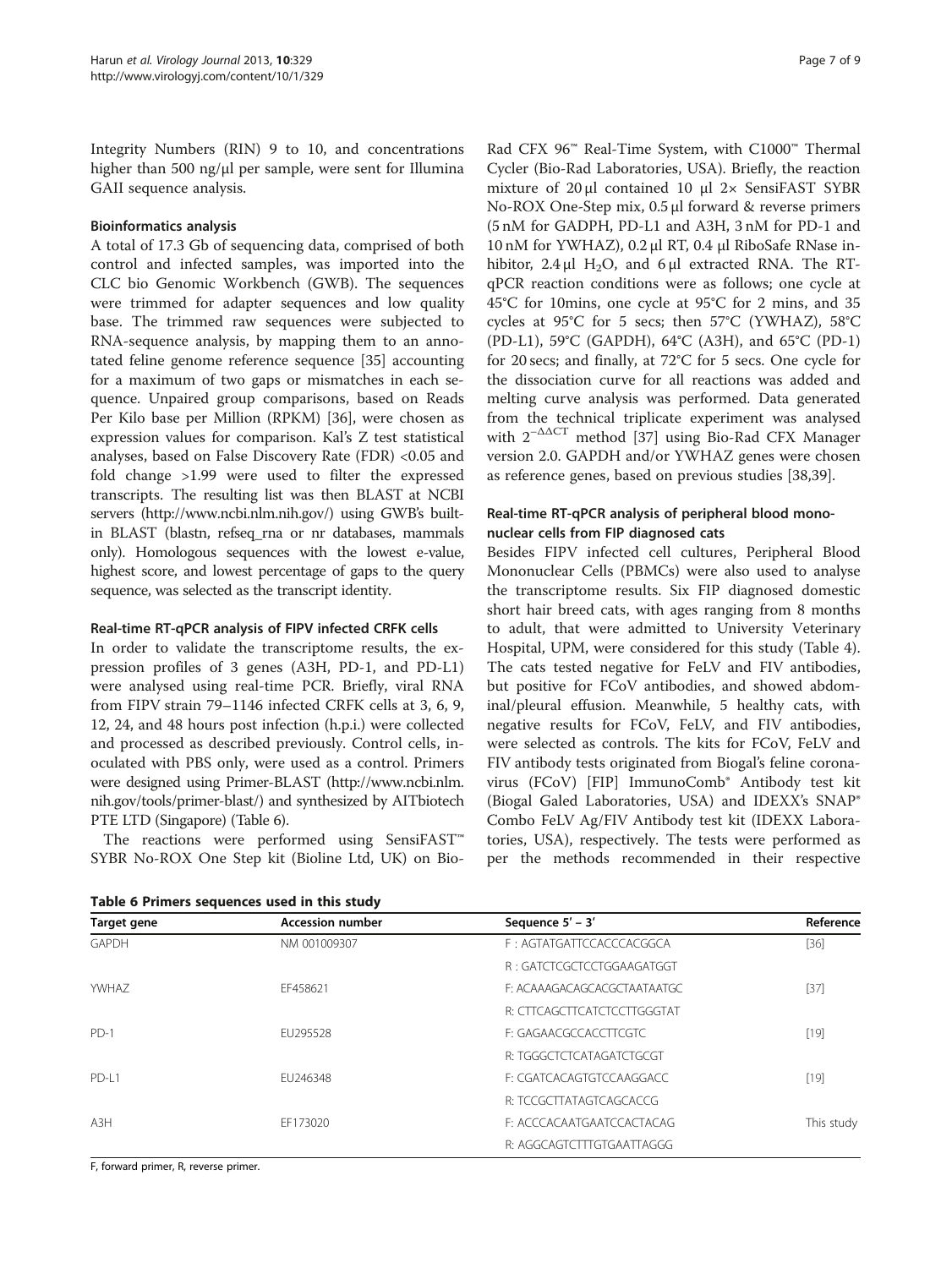Integrity Numbers (RIN) 9 to 10, and concentrations higher than 500 ng/μl per sample, were sent for Illumina GAII sequence analysis.

### Bioinformatics analysis

A total of 17.3 Gb of sequencing data, comprised of both control and infected samples, was imported into the CLC bio Genomic Workbench (GWB). The sequences were trimmed for adapter sequences and low quality base. The trimmed raw sequences were subjected to RNA-sequence analysis, by mapping them to an annotated feline genome reference sequence [35] accounting for a maximum of two gaps or mismatches in each sequence. Unpaired group comparisons, based on Reads Per Kilo base per Million (RPKM) [36], were chosen as expression values for comparison. Kal's Z test statistical analyses, based on False Discovery Rate (FDR) <0.05 and fold change >1.99 were used to filter the expressed transcripts. The resulting list was then BLAST at NCBI servers (http://www.ncbi.nlm.nih.gov/) using GWB's built-in BLAST (blastn, refseq_rna or nr databases, mammals only). Homologous sequences with the lowest e-value, highest score, and lowest percentage of gaps to the query sequence, was selected as the transcript identity.

### Real-time RT-qPCR analysis of FIPV infected CRFK cells

In order to validate the transcriptome results, the expression profiles of 3 genes (A3H, PD-1, and PD-L1) were analysed using real-time PCR. Briefly, viral RNA from FIPV strain 79–1146 infected CRFK cells at 3, 6, 9, 12, 24, and 48 hours post infection (h.p.i.) were collected and processed as described previously. Control cells, inoculated with PBS only, were used as a control. Primers were designed using Primer-BLAST (http://www.ncbi.nlm.nih.gov/tools/primer-blast/) and synthesized by AITbiotech PTE LTD (Singapore) (Table 6).

The reactions were performed using SensiFAST™ SYBR No-ROX One Step kit (Bioline Ltd, UK) on Bio-Rad CFX 96™ Real-Time System, with C1000™ Thermal Cycler (Bio-Rad Laboratories, USA). Briefly, the reaction mixture of 20 μl contained 10 μl 2× SensiFAST SYBR No-ROX One-Step mix, 0.5 μl forward & reverse primers (5 nM for GADPH, PD-L1 and A3H, 3 nM for PD-1 and 10 nM for YWHAZ), 0.2 μl RT, 0.4 μl RiboSafe RNase inhibitor, 2.4 μl $H_2O$, and 6 μl extracted RNA. The RT-qPCR reaction conditions were as follows; one cycle at 45°C for 10mins, one cycle at 95°C for 2 mins, and 35 cycles at 95°C for 5 secs; then 57°C (YWHAZ), 58°C (PD-L1), 59°C (GAPDH), 64°C (A3H), and 65°C (PD-1) for 20 secs; and finally, at 72°C for 5 secs. One cycle for the dissociation curve for all reactions was added and melting curve analysis was performed. Data generated from the technical triplicate experiment was analysed with $2^{-\Delta\Delta CT}$ method [37] using Bio-Rad CFX Manager version 2.0. GAPDH and/or YWHAZ genes were chosen as reference genes, based on previous studies [38,39].

### Real-time RT-qPCR analysis of peripheral blood mononuclear cells from FIP diagnosed cats

Besides FIPV infected cell cultures, Peripheral Blood Mononuclear Cells (PBMCs) were also used to analyse the transcriptome results. Six FIP diagnosed domestic short hair breed cats, with ages ranging from 8 months to adult, that were admitted to University Veterinary Hospital, UPM, were considered for this study (Table 4). The cats tested negative for FeLV and FIV antibodies, but positive for FCoV antibodies, and showed abdominal/pleural effusion. Meanwhile, 5 healthy cats, with negative results for FCoV, FeLV, and FIV antibodies, were selected as controls. The kits for FCoV, FeLV and FIV antibody tests originated from Biogal's feline coronavirus (FCoV) [FIP] ImmunoComb® Antibody test kit (Biogal Galed Laboratories, USA) and IDEXX's SNAP® Combo FeLV Ag/FIV Antibody test kit (IDEXX Laboratories, USA), respectively. The tests were performed as per the methods recommended in their respective

**Table 6 Primers sequences used in this study**

| Target gene | Accession number | Sequence 5′ – 3′ | Reference |
|---|---|---|---|
| GAPDH | NM 001009307 | F : AGTATGATTCCACCCACGGCA | [36] |
| | | R : GATCTCGCTCCTGGAAGATGGT | |
| YWHAZ | EF458621 | F: ACAAAGACAGCACGCTAATAATGC | [37] |
| | | R: CTTCAGCTTCATCTCCTTGGGTAT | |
| PD-1 | EU295528 | F: GAGAACGCCACCTTCGTC | [19] |
| | | R: TGGGCTCTCATAGATCTGCGT | |
| PD-L1 | EU246348 | F: CGATCACAGTGTCCAAGGACC | [19] |
| | | R: TCCGCTTATAGTCAGCACCG | |
| A3H | EF173020 | F: ACCCACAATGAATCCACTACAG | This study |
| | | R: AGGCAGTCTTTGTGAATTAGGG | |

F, forward primer, R, reverse primer.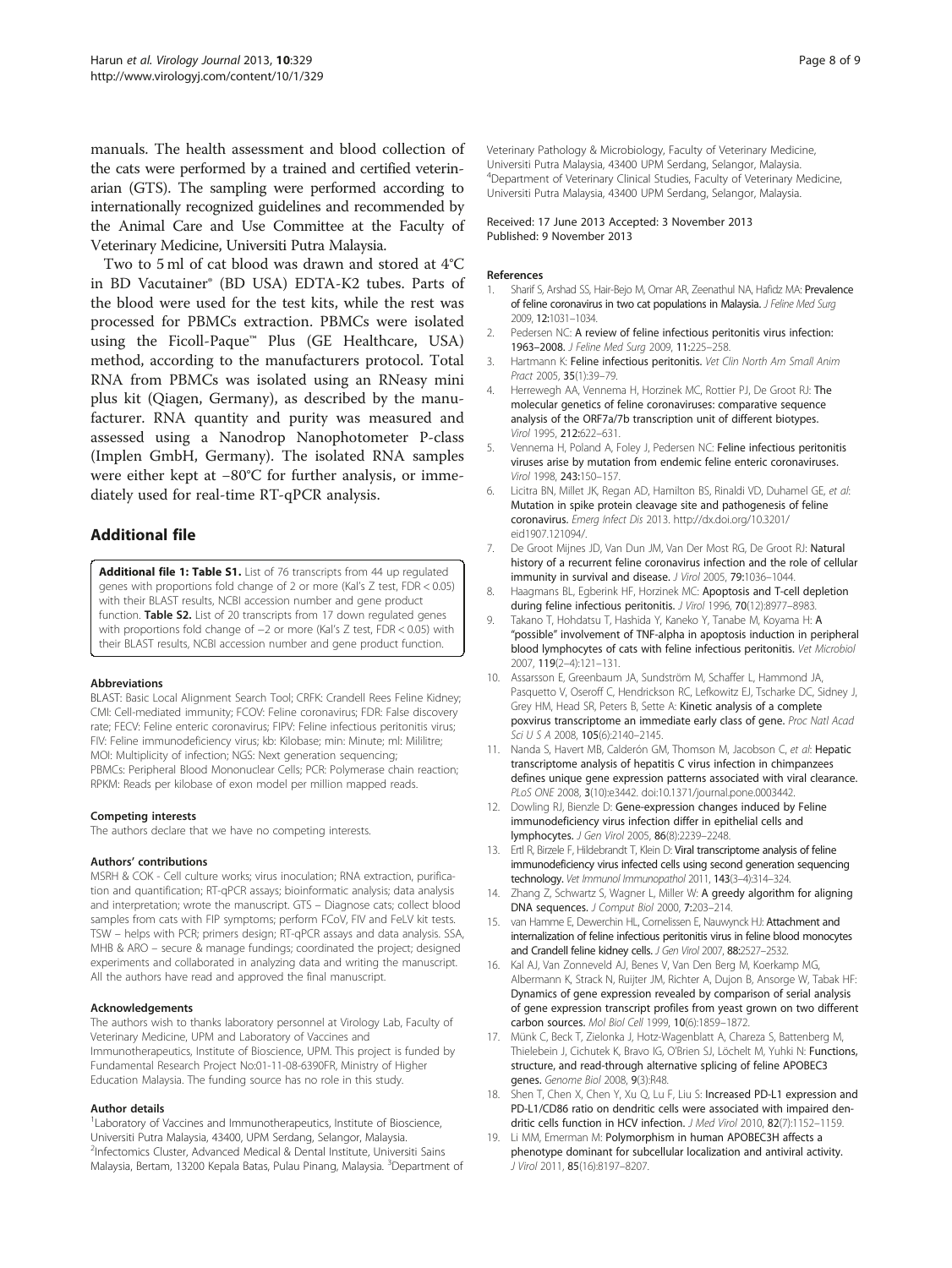manuals. The health assessment and blood collection of the cats were performed by a trained and certified veterinarian (GTS). The sampling were performed according to internationally recognized guidelines and recommended by the Animal Care and Use Committee at the Faculty of Veterinary Medicine, Universiti Putra Malaysia.

Two to 5 ml of cat blood was drawn and stored at 4°C in BD Vacutainer® (BD USA) EDTA-K2 tubes. Parts of the blood were used for the test kits, while the rest was processed for PBMCs extraction. PBMCs were isolated using the Ficoll-Paque™ Plus (GE Healthcare, USA) method, according to the manufacturers protocol. Total RNA from PBMCs was isolated using an RNeasy mini plus kit (Qiagen, Germany), as described by the manufacturer. RNA quantity and purity was measured and assessed using a Nanodrop Nanophotometer P-class (Implen GmbH, Germany). The isolated RNA samples were either kept at −80°C for further analysis, or immediately used for real-time RT-qPCR analysis.

## Additional file

**Additional file 1: Table S1.** List of 76 transcripts from 44 up regulated genes with proportions fold change of 2 or more (Kal's Z test, FDR < 0.05) with their BLAST results, NCBI accession number and gene product function. **Table S2.** List of 20 transcripts from 17 down regulated genes with proportions fold change of −2 or more (Kal's Z test, FDR < 0.05) with their BLAST results, NCBI accession number and gene product function.

#### Abbreviations

BLAST: Basic Local Alignment Search Tool; CRFK: Crandell Rees Feline Kidney; CMI: Cell-mediated immunity; FCOV: Feline coronavirus; FDR: False discovery rate; FECV: Feline enteric coronavirus; FIPV: Feline infectious peritonitis virus; FIV: Feline immunodeficiency virus; kb: Kilobase; min: Minute; ml: Mililitre; MOI: Multiplicity of infection; NGS: Next generation sequencing; PBMCs: Peripheral Blood Mononuclear Cells; PCR: Polymerase chain reaction; RPKM: Reads per kilobase of exon model per million mapped reads.

#### Competing interests

The authors declare that we have no competing interests.

#### Authors' contributions

MSRH & COK - Cell culture works; virus inoculation; RNA extraction, purification and quantification; RT-qPCR assays; bioinformatic analysis; data analysis and interpretation; wrote the manuscript. GTS – Diagnose cats; collect blood samples from cats with FIP symptoms; perform FCoV, FIV and FeLV kit tests. TSW – helps with PCR; primers design; RT-qPCR assays and data analysis. SSA, MHB & ARO – secure & manage fundings; coordinated the project; designed experiments and collaborated in analyzing data and writing the manuscript. All the authors have read and approved the final manuscript.

#### Acknowledgements

The authors wish to thanks laboratory personnel at Virology Lab, Faculty of Veterinary Medicine, UPM and Laboratory of Vaccines and Immunotherapeutics, Institute of Bioscience, UPM. This project is funded by Fundamental Research Project No:01-11-08-6390FR, Ministry of Higher Education Malaysia. The funding source has no role in this study.

#### Author details

[1]Laboratory of Vaccines and Immunotherapeutics, Institute of Bioscience, Universiti Putra Malaysia, 43400, UPM Serdang, Selangor, Malaysia. [2]Infectomics Cluster, Advanced Medical & Dental Institute, Universiti Sains Malaysia, Bertam, 13200 Kepala Batas, Pulau Pinang, Malaysia. [3]Department of Veterinary Pathology & Microbiology, Faculty of Veterinary Medicine, Universiti Putra Malaysia, 43400 UPM Serdang, Selangor, Malaysia. [4]Department of Veterinary Clinical Studies, Faculty of Veterinary Medicine, Universiti Putra Malaysia, 43400 UPM Serdang, Selangor, Malaysia.

Received: 17 June 2013 Accepted: 3 November 2013
Published: 9 November 2013

#### References

1. Sharif S, Arshad SS, Hair-Bejo M, Omar AR, Zeenathul NA, Hafidz MA: **Prevalence of feline coronavirus in two cat populations in Malaysia.** *J Feline Med Surg* 2009, **12:**1031–1034.
2. Pedersen NC: **A review of feline infectious peritonitis virus infection: 1963–2008.** *J Feline Med Surg* 2009, **11:**225–258.
3. Hartmann K: **Feline infectious peritonitis.** *Vet Clin North Am Small Anim Pract* 2005, **35**(1):39–79.
4. Herrewegh AA, Vennema H, Horzinek MC, Rottier PJ, De Groot RJ: **The molecular genetics of feline coronaviruses: comparative sequence analysis of the ORF7a/7b transcription unit of different biotypes.** *Virol* 1995, **212:**622–631.
5. Vennema H, Poland A, Foley J, Pedersen NC: **Feline infectious peritonitis viruses arise by mutation from endemic feline enteric coronaviruses.** *Virol* 1998, **243:**150–157.
6. Licitra BN, Millet JK, Regan AD, Hamilton BS, Rinaldi VD, Duhamel GE, *et al*: **Mutation in spike protein cleavage site and pathogenesis of feline coronavirus.** *Emerg Infect Dis* 2013. http://dx.doi.org/10.3201/eid1907.121094/.
7. De Groot Mijnes JD, Van Dun JM, Van Der Most RG, De Groot RJ: **Natural history of a recurrent feline coronavirus infection and the role of cellular immunity in survival and disease.** *J Virol* 2005, **79:**1036–1044.
8. Haagmans BL, Egberink HF, Horzinek MC: **Apoptosis and T-cell depletion during feline infectious peritonitis.** *J Virol* 1996, **70**(12):8977–8983.
9. Takano T, Hohdatsu T, Hashida Y, Kaneko Y, Tanabe M, Koyama H: **A "possible" involvement of TNF-alpha in apoptosis induction in peripheral blood lymphocytes of cats with feline infectious peritonitis.** *Vet Microbiol* 2007, **119**(2–4):121–131.
10. Assarsson E, Greenbaum JA, Sundström M, Schaffer L, Hammond JA, Pasquetto V, Oseroff C, Hendrickson RC, Lefkowitz EJ, Tscharke DC, Sidney J, Grey HM, Head SR, Peters B, Sette A: **Kinetic analysis of a complete poxvirus transcriptome an immediate early class of gene.** *Proc Natl Acad Sci U S A* 2008, **105**(6):2140–2145.
11. Nanda S, Havert MB, Calderón GM, Thomson M, Jacobson C, *et al*: **Hepatic transcriptome analysis of hepatitis C virus infection in chimpanzees defines unique gene expression patterns associated with viral clearance.** *PLoS ONE* 2008, **3**(10):e3442. doi:10.1371/journal.pone.0003442.
12. Dowling RJ, Bienzle D: **Gene-expression changes induced by Feline immunodeficiency virus infection differ in epithelial cells and lymphocytes.** *J Gen Virol* 2005, **86**(8):2239–2248.
13. Ertl R, Birzele F, Hildebrandt T, Klein D: **Viral transcriptome analysis of feline immunodeficiency virus infected cells using second generation sequencing technology.** *Vet Immunol Immunopathol* 2011, **143**(3–4):314–324.
14. Zhang Z, Schwartz S, Wagner L, Miller W: **A greedy algorithm for aligning DNA sequences.** *J Comput Biol* 2000, **7:**203–214.
15. van Hamme E, Dewerchin HL, Cornelissen E, Nauwynck HJ: **Attachment and internalization of feline infectious peritonitis virus in feline blood monocytes and Crandell feline kidney cells.** *J Gen Virol* 2007, **88:**2527–2532.
16. Kal AJ, Van Zonneveld AJ, Benes V, Van Den Berg M, Koerkamp MG, Albermann K, Strack N, Ruijter JM, Richter A, Dujon B, Ansorge W, Tabak HF: **Dynamics of gene expression revealed by comparison of serial analysis of gene expression transcript profiles from yeast grown on two different carbon sources.** *Mol Biol Cell* 1999, **10**(6):1859–1872.
17. Münk C, Beck T, Zielonka J, Hotz-Wagenblatt A, Chareza S, Battenberg M, Thielebein J, Cichutek K, Bravo IG, O'Brien SJ, Löchelt M, Yuhki N: **Functions, structure, and read-through alternative splicing of feline APOBEC3 genes.** *Genome Biol* 2008, **9**(3):R48.
18. Shen T, Chen X, Chen Y, Xu Q, Lu F, Liu S: **Increased PD-L1 expression and PD-L1/CD86 ratio on dendritic cells were associated with impaired dendritic cells function in HCV infection.** *J Med Virol* 2010, **82**(7):1152–1159.
19. Li MM, Emerman M: **Polymorphism in human APOBEC3H affects a phenotype dominant for subcellular localization and antiviral activity.** *J Virol* 2011, **85**(16):8197–8207.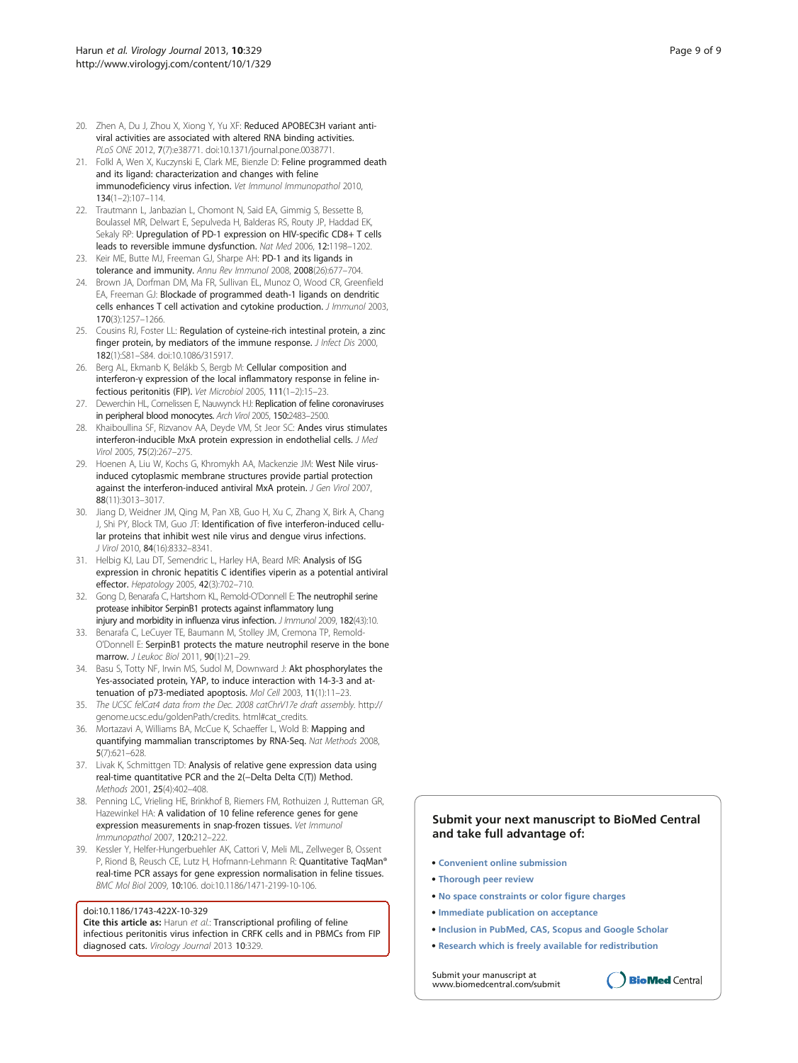20. Zhen A, Du J, Zhou X, Xiong Y, Yu XF: **Reduced APOBEC3H variant anti-viral activities are associated with altered RNA binding activities.** *PLoS ONE* 2012, **7**(7):e38771. doi:10.1371/journal.pone.0038771.
21. Folkl A, Wen X, Kuczynski E, Clark ME, Bienzle D: **Feline programmed death and its ligand: characterization and changes with feline immunodeficiency virus infection.** *Vet Immunol Immunopathol* 2010, **134**(1–2):107–114.
22. Trautmann L, Janbazian L, Chomont N, Said EA, Gimmig S, Bessette B, Boulassel MR, Delwart E, Sepulveda H, Balderas RS, Routy JP, Haddad EK, Sekaly RP: **Upregulation of PD-1 expression on HIV-specific CD8+ T cells leads to reversible immune dysfunction.** *Nat Med* 2006, **12**:1198–1202.
23. Keir ME, Butte MJ, Freeman GJ, Sharpe AH: **PD-1 and its ligands in tolerance and immunity.** *Annu Rev Immunol* 2008, **2008**(26):677–704.
24. Brown JA, Dorfman DM, Ma FR, Sullivan EL, Munoz O, Wood CR, Greenfield EA, Freeman GJ: **Blockade of programmed death-1 ligands on dendritic cells enhances T cell activation and cytokine production.** *J Immunol* 2003, **170**(3):1257–1266.
25. Cousins RJ, Foster LL: **Regulation of cysteine-rich intestinal protein, a zinc finger protein, by mediators of the immune response.** *J Infect Dis* 2000, 182(1):S81–S84. doi:10.1086/315917.
26. Berg AL, Ekmanb K, Belákb S, Bergb M: **Cellular composition and interferon-γ expression of the local inflammatory response in feline infectious peritonitis (FIP).** *Vet Microbiol* 2005, **111**(1–2):15–23.
27. Dewerchin HL, Cornelissen E, Nauwynck HJ: **Replication of feline coronaviruses in peripheral blood monocytes.** *Arch Virol* 2005, **150**:2483–2500.
28. Khaiboullina SF, Rizvanov AA, Deyde VM, St Jeor SC: **Andes virus stimulates interferon-inducible MxA protein expression in endothelial cells.** *J Med Virol* 2005, **75**(2):267–275.
29. Hoenen A, Liu W, Kochs G, Khromykh AA, Mackenzie JM: **West Nile virus-induced cytoplasmic membrane structures provide partial protection against the interferon-induced antiviral MxA protein.** *J Gen Virol* 2007, **88**(11):3013–3017.
30. Jiang D, Weidner JM, Qing M, Pan XB, Guo H, Xu C, Zhang X, Birk A, Chang J, Shi PY, Block TM, Guo JT: **Identification of five interferon-induced cellular proteins that inhibit west nile virus and dengue virus infections.** *J Virol* 2010, **84**(16):8332–8341.
31. Helbig KJ, Lau DT, Semendric L, Harley HA, Beard MR: **Analysis of ISG expression in chronic hepatitis C identifies viperin as a potential antiviral effector.** *Hepatology* 2005, **42**(3):702–710.
32. Gong D, Benarafa C, Hartshorn KL, Remold-O'Donnell E: **The neutrophil serine protease inhibitor SerpinB1 protects against inflammatory lung injury and morbidity in influenza virus infection.** *J Immunol* 2009, **182**(43):10.
33. Benarafa C, LeCuyer TE, Baumann M, Stolley JM, Cremona TP, Remold-O'Donnell E: **SerpinB1 protects the mature neutrophil reserve in the bone marrow.** *J Leukoc Biol* 2011, **90**(1):21–29.
34. Basu S, Totty NF, Irwin MS, Sudol M, Downward J: **Akt phosphorylates the Yes-associated protein, YAP, to induce interaction with 14-3-3 and attenuation of p73-mediated apoptosis.** *Mol Cell* 2003, **11**(1):11–23.
35. *The UCSC felCat4 data from the Dec. 2008 catChrV17e draft assembly.* http://genome.ucsc.edu/goldenPath/credits.html#cat_credits.
36. Mortazavi A, Williams BA, McCue K, Schaeffer L, Wold B: **Mapping and quantifying mammalian transcriptomes by RNA-Seq.** *Nat Methods* 2008, **5**(7):621–628.
37. Livak K, Schmittgen TD: **Analysis of relative gene expression data using real-time quantitative PCR and the 2(−Delta Delta C(T)) Method.** *Methods* 2001, **25**(4):402–408.
38. Penning LC, Vrieling HE, Brinkhof B, Riemers FM, Rothuizen J, Rutteman GR, Hazewinkel HA: **A validation of 10 feline reference genes for gene expression measurements in snap-frozen tissues.** *Vet Immunol Immunopathol* 2007, **120**:212–222.
39. Kessler Y, Helfer-Hungerbuehler AK, Cattori V, Meli ML, Zellweger B, Ossent P, Riond B, Reusch CE, Lutz H, Hofmann-Lehmann R: **Quantitative TaqMan® real-time PCR assays for gene expression normalisation in feline tissues.** *BMC Mol Biol* 2009, **10**:106. doi:10.1186/1471-2199-10-106.

doi:10.1186/1743-422X-10-329
**Cite this article as:** Harun *et al.*: Transcriptional profiling of feline infectious peritonitis virus infection in CRFK cells and in PBMCs from FIP diagnosed cats. *Virology Journal* 2013 **10**:329.

**Submit your next manuscript to BioMed Central and take full advantage of:**

- **Convenient online submission**
- **Thorough peer review**
- **No space constraints or color figure charges**
- **Immediate publication on acceptance**
- **Inclusion in PubMed, CAS, Scopus and Google Scholar**
- **Research which is freely available for redistribution**

Submit your manuscript at
www.biomedcentral.com/submit

BioMed Central